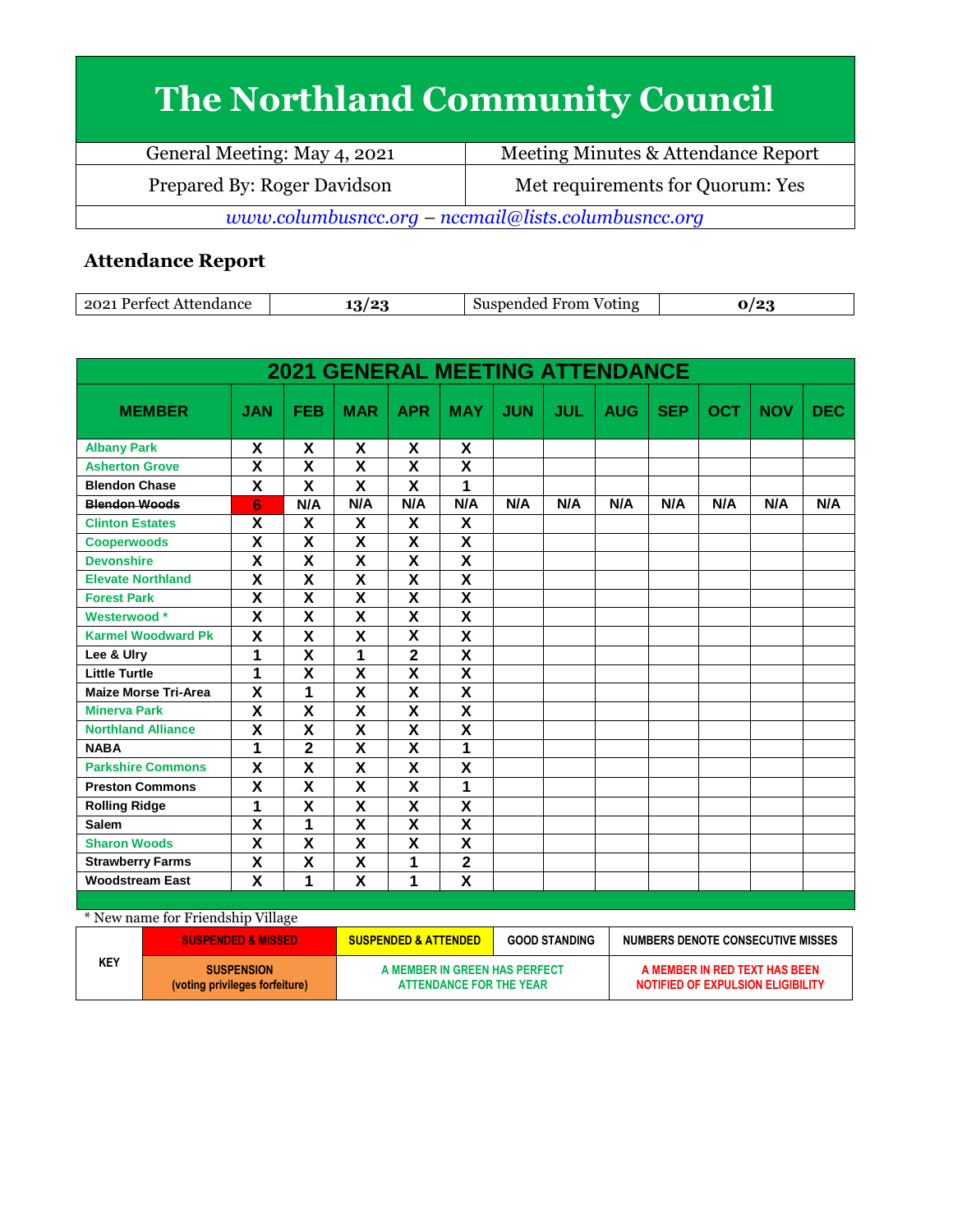# The Northland Community Council

| General Meeting: May 4, 2021 | Meeting Minutes & Attendance Report |
|---|---|
| Prepared By: Roger Davidson | Met requirements for Quorum: Yes |

*www.columbusncc.org – nccmail@lists.columbusncc.org*

## Attendance Report

| 2021 Perfect Attendance | 13/23 | Suspended From Voting | 0/23 |
|---|---|---|---|

| 2021 GENERAL MEETING ATTENDANCE | | | | | | | | | | | | |
|---|---|---|---|---|---|---|---|---|---|---|---|---|
| **MEMBER** | **JAN** | **FEB** | **MAR** | **APR** | **MAY** | **JUN** | **JUL** | **AUG** | **SEP** | **OCT** | **NOV** | **DEC** |
| Albany Park | X | X | X | X | X | | | | | | | |
| Asherton Grove | X | X | X | X | X | | | | | | | |
| Blendon Chase | X | X | X | X | 1 | | | | | | | |
| ~~Blendon Woods~~ | 6 | N/A | N/A | N/A | N/A | N/A | N/A | N/A | N/A | N/A | N/A | N/A |
| Clinton Estates | X | X | X | X | X | | | | | | | |
| Cooperwoods | X | X | X | X | X | | | | | | | |
| Devonshire | X | X | X | X | X | | | | | | | |
| Elevate Northland | X | X | X | X | X | | | | | | | |
| Forest Park | X | X | X | X | X | | | | | | | |
| Westerwood * | X | X | X | X | X | | | | | | | |
| Karmel Woodward Pk | X | X | X | X | X | | | | | | | |
| Lee & Ulry | 1 | X | 1 | 2 | X | | | | | | | |
| Little Turtle | 1 | X | X | X | X | | | | | | | |
| Maize Morse Tri-Area | X | 1 | X | X | X | | | | | | | |
| Minerva Park | X | X | X | X | X | | | | | | | |
| Northland Alliance | X | X | X | X | X | | | | | | | |
| NABA | 1 | 2 | X | X | 1 | | | | | | | |
| Parkshire Commons | X | X | X | X | X | | | | | | | |
| Preston Commons | X | X | X | X | 1 | | | | | | | |
| Rolling Ridge | 1 | X | X | X | X | | | | | | | |
| Salem | X | 1 | X | X | X | | | | | | | |
| Sharon Woods | X | X | X | X | X | | | | | | | |
| Strawberry Farms | X | X | X | 1 | 2 | | | | | | | |
| Woodstream East | X | 1 | X | 1 | X | | | | | | | |

\* New name for Friendship Village

| KEY | SUSPENDED & MISSED | SUSPENDED & ATTENDED | GOOD STANDING | NUMBERS DENOTE CONSECUTIVE MISSES |
|---|---|---|---|---|
| | SUSPENSION (voting privileges forfeiture) | A MEMBER IN GREEN HAS PERFECT ATTENDANCE FOR THE YEAR | | A MEMBER IN RED TEXT HAS BEEN NOTIFIED OF EXPULSION ELIGIBILITY |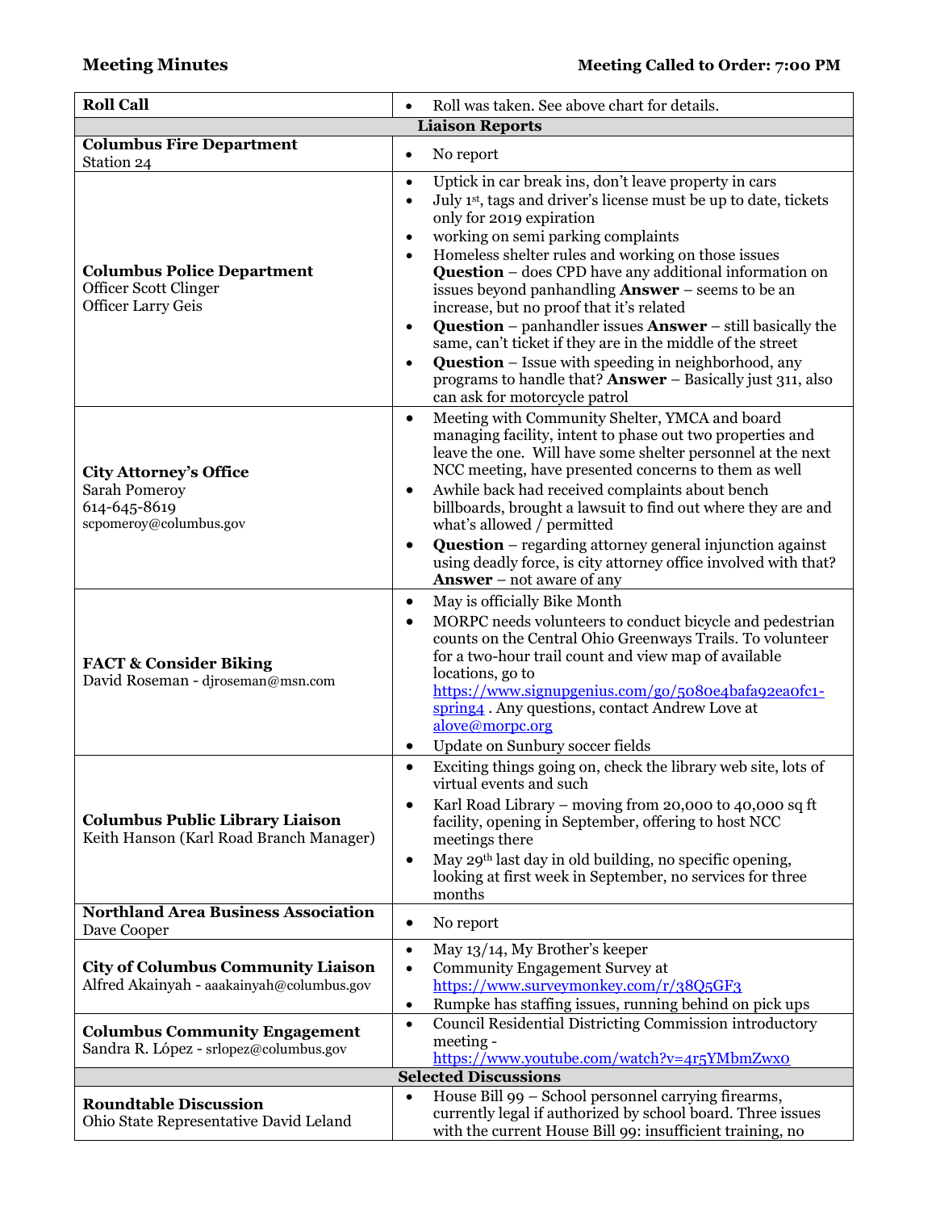**Meeting Minutes** **Meeting Called to Order: 7:00 PM**

| | |
|---|---|
| **Roll Call** | • Roll was taken. See above chart for details. |
| **Liaison Reports** | |
| **Columbus Fire Department**<br>Station 24 | • No report |
| **Columbus Police Department**<br>Officer Scott Clinger<br>Officer Larry Geis | • Uptick in car break ins, don't leave property in cars<br>• July 1st, tags and driver's license must be up to date, tickets only for 2019 expiration<br>• working on semi parking complaints<br>• Homeless shelter rules and working on those issues **Question** – does CPD have any additional information on issues beyond panhandling **Answer** – seems to be an increase, but no proof that it's related<br>• **Question** – panhandler issues **Answer** – still basically the same, can't ticket if they are in the middle of the street<br>• **Question** – Issue with speeding in neighborhood, any programs to handle that? **Answer** – Basically just 311, also can ask for motorcycle patrol |
| **City Attorney's Office**<br>Sarah Pomeroy<br>614-645-8619<br>scpomeroy@columbus.gov | • Meeting with Community Shelter, YMCA and board managing facility, intent to phase out two properties and leave the one. Will have some shelter personnel at the next NCC meeting, have presented concerns to them as well<br>• Awhile back had received complaints about bench billboards, brought a lawsuit to find out where they are and what's allowed / permitted<br>• **Question** – regarding attorney general injunction against using deadly force, is city attorney office involved with that? **Answer** – not aware of any |
| **FACT & Consider Biking**<br>David Roseman - djroseman@msn.com | • May is officially Bike Month<br>• MORPC needs volunteers to conduct bicycle and pedestrian counts on the Central Ohio Greenways Trails. To volunteer for a two-hour trail count and view map of available locations, go to https://www.signupgenius.com/go/5080e4bafa92ea0fc1-spring4 . Any questions, contact Andrew Love at alove@morpc.org<br>• Update on Sunbury soccer fields |
| **Columbus Public Library Liaison**<br>Keith Hanson (Karl Road Branch Manager) | • Exciting things going on, check the library web site, lots of virtual events and such<br>• Karl Road Library – moving from 20,000 to 40,000 sq ft facility, opening in September, offering to host NCC meetings there<br>• May 29th last day in old building, no specific opening, looking at first week in September, no services for three months |
| **Northland Area Business Association**<br>Dave Cooper | • No report |
| **City of Columbus Community Liaison**<br>Alfred Akainyah - aaakainyah@columbus.gov | • May 13/14, My Brother's keeper<br>• Community Engagement Survey at https://www.surveymonkey.com/r/38Q5GF3<br>• Rumpke has staffing issues, running behind on pick ups |
| **Columbus Community Engagement**<br>Sandra R. López - srlopez@columbus.gov | • Council Residential Districting Commission introductory meeting - https://www.youtube.com/watch?v=4r5YMbmZwx0 |
| **Selected Discussions** | |
| **Roundtable Discussion**<br>Ohio State Representative David Leland | • House Bill 99 – School personnel carrying firearms, currently legal if authorized by school board. Three issues with the current House Bill 99: insufficient training, no |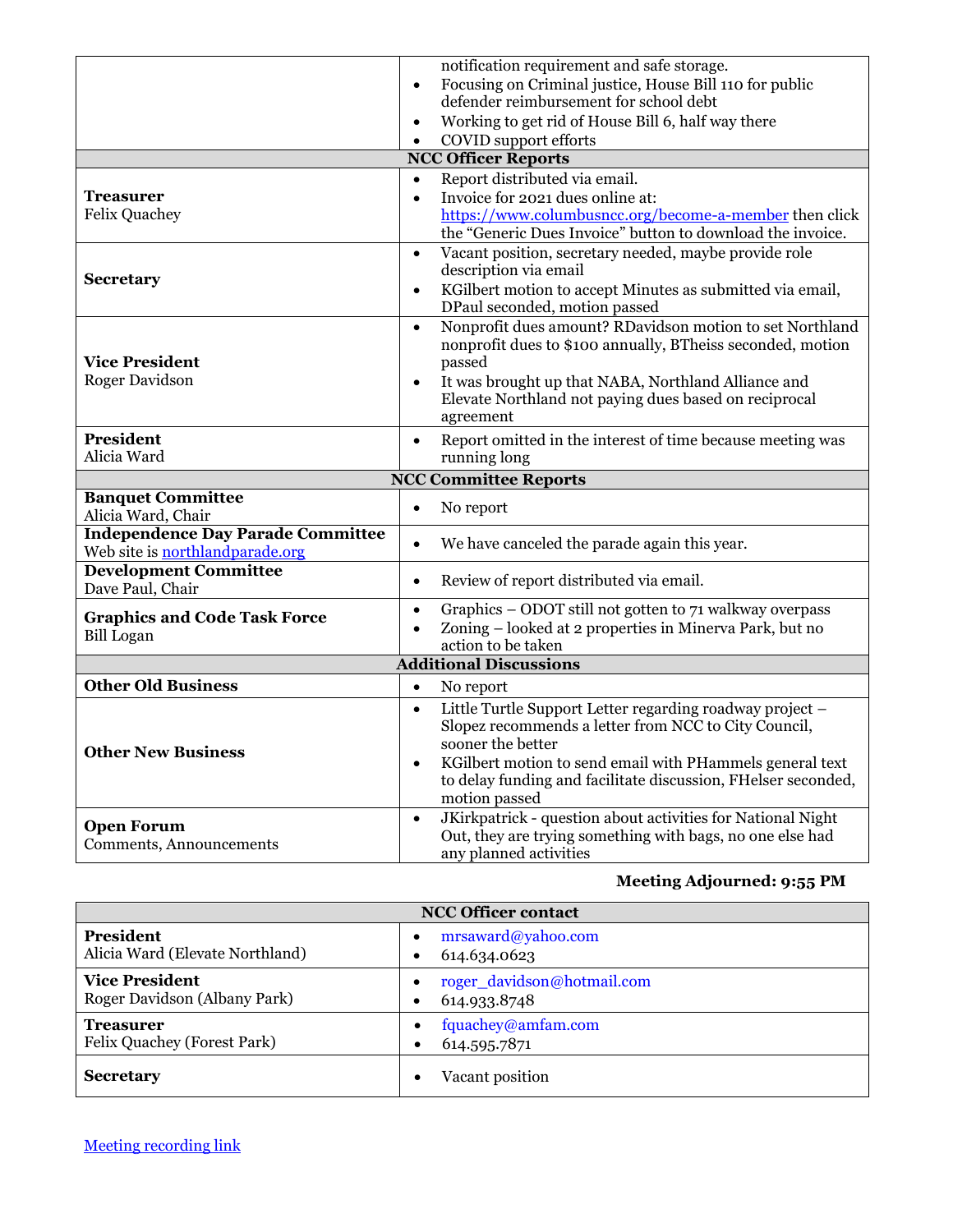| | |
|---|---|
| | notification requirement and safe storage.<br>• Focusing on Criminal justice, House Bill 110 for public defender reimbursement for school debt<br>• Working to get rid of House Bill 6, half way there<br>• COVID support efforts |
| **NCC Officer Reports** | |
| **Treasurer**<br>Felix Quachey | • Report distributed via email.<br>• Invoice for 2021 dues online at: [https://www.columbusncc.org/become-a-member](https://www.columbusncc.org/become-a-member) then click the "Generic Dues Invoice" button to download the invoice. |
| **Secretary** | • Vacant position, secretary needed, maybe provide role description via email<br>• KGilbert motion to accept Minutes as submitted via email, DPaul seconded, motion passed |
| **Vice President**<br>Roger Davidson | • Nonprofit dues amount? RDavidson motion to set Northland nonprofit dues to $100 annually, BTheiss seconded, motion passed<br>• It was brought up that NABA, Northland Alliance and Elevate Northland not paying dues based on reciprocal agreement |
| **President**<br>Alicia Ward | • Report omitted in the interest of time because meeting was running long |
| **NCC Committee Reports** | |
| **Banquet Committee**<br>Alicia Ward, Chair | • No report |
| **Independence Day Parade Committee**<br>Web site is [northlandparade.org](northlandparade.org) | • We have canceled the parade again this year. |
| **Development Committee**<br>Dave Paul, Chair | • Review of report distributed via email. |
| **Graphics and Code Task Force**<br>Bill Logan | • Graphics – ODOT still not gotten to 71 walkway overpass<br>• Zoning – looked at 2 properties in Minerva Park, but no action to be taken |
| **Additional Discussions** | |
| **Other Old Business** | • No report |
| **Other New Business** | • Little Turtle Support Letter regarding roadway project – Slopez recommends a letter from NCC to City Council, sooner the better<br>• KGilbert motion to send email with PHammels general text to delay funding and facilitate discussion, FHelser seconded, motion passed |
| **Open Forum**<br>Comments, Announcements | • JKirkpatrick - question about activities for National Night Out, they are trying something with bags, no one else had any planned activities |

**Meeting Adjourned: 9:55 PM**

| **NCC Officer contact** | |
|---|---|
| **President**<br>Alicia Ward (Elevate Northland) | • mrsaward@yahoo.com<br>• 614.634.0623 |
| **Vice President**<br>Roger Davidson (Albany Park) | • roger_davidson@hotmail.com<br>• 614.933.8748 |
| **Treasurer**<br>Felix Quachey (Forest Park) | • fquachey@amfam.com<br>• 614.595.7871 |
| **Secretary** | • Vacant position |

[Meeting recording link]()